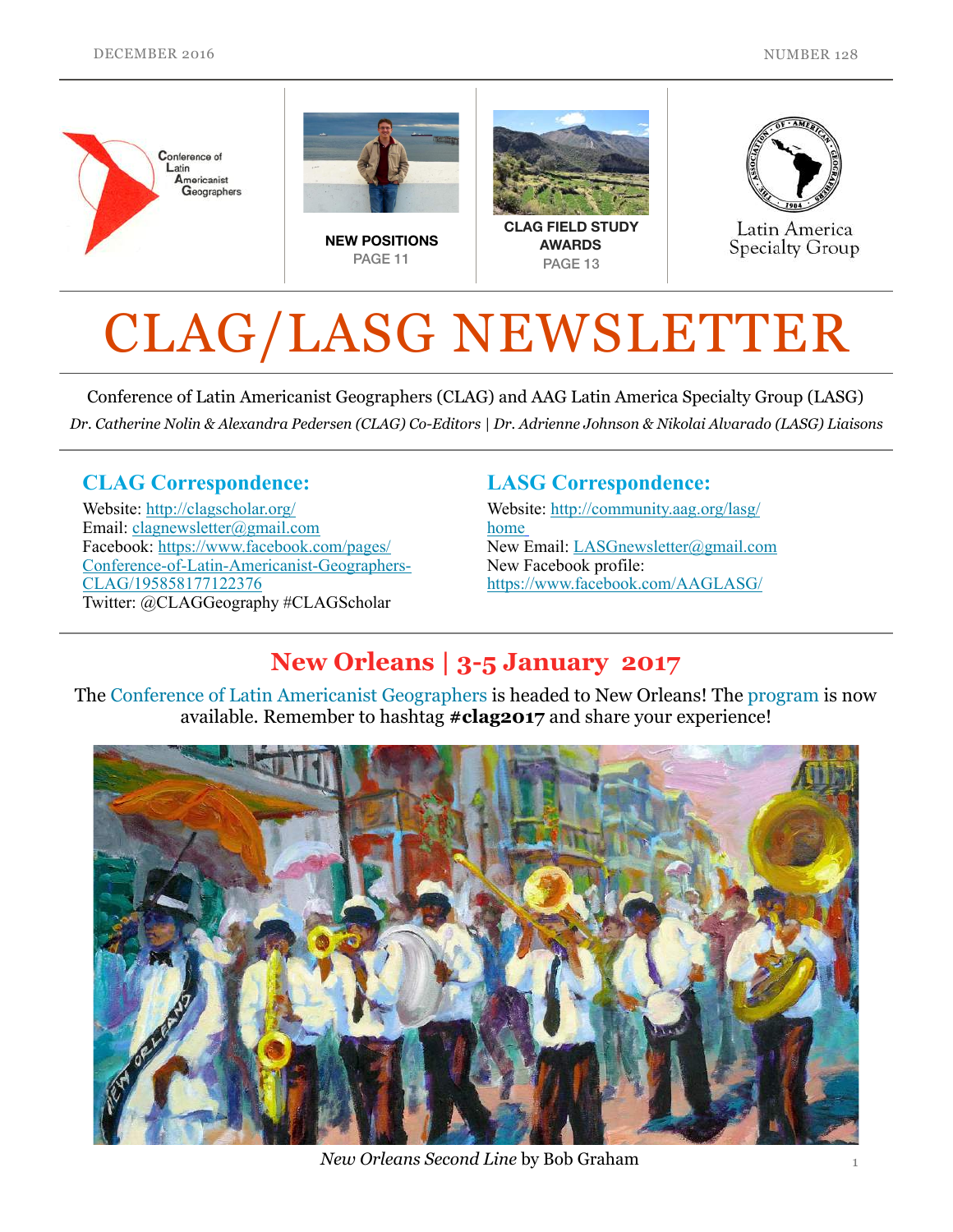DECEMBER 2016 NUMBER 128

Conference of Latin Americanist Geographers

**NEW POSITIONS**
PAGE 11

**CLAG FIELD STUDY AWARDS**
PAGE 13

Latin America Specialty Group

# CLAG/LASG NEWSLETTER

Conference of Latin Americanist Geographers (CLAG) and AAG Latin America Specialty Group (LASG)

*Dr. Catherine Nolin & Alexandra Pedersen (CLAG) Co-Editors | Dr. Adrienne Johnson & Nikolai Alvarado (LASG) Liaisons*

## CLAG Correspondence:

Website: http://clagscholar.org/
Email: clagnewsletter@gmail.com
Facebook: https://www.facebook.com/pages/Conference-of-Latin-Americanist-Geographers-CLAG/195858177122376
Twitter: @CLAGGeography #CLAGScholar

## LASG Correspondence:

Website: http://community.aag.org/lasg/home
New Email: LASGnewsletter@gmail.com
New Facebook profile: https://www.facebook.com/AAGLASG/

## New Orleans | 3-5 January 2017

The Conference of Latin Americanist Geographers is headed to New Orleans! The program is now available. Remember to hashtag **#clag2017** and share your experience!

*New Orleans Second Line* by Bob Graham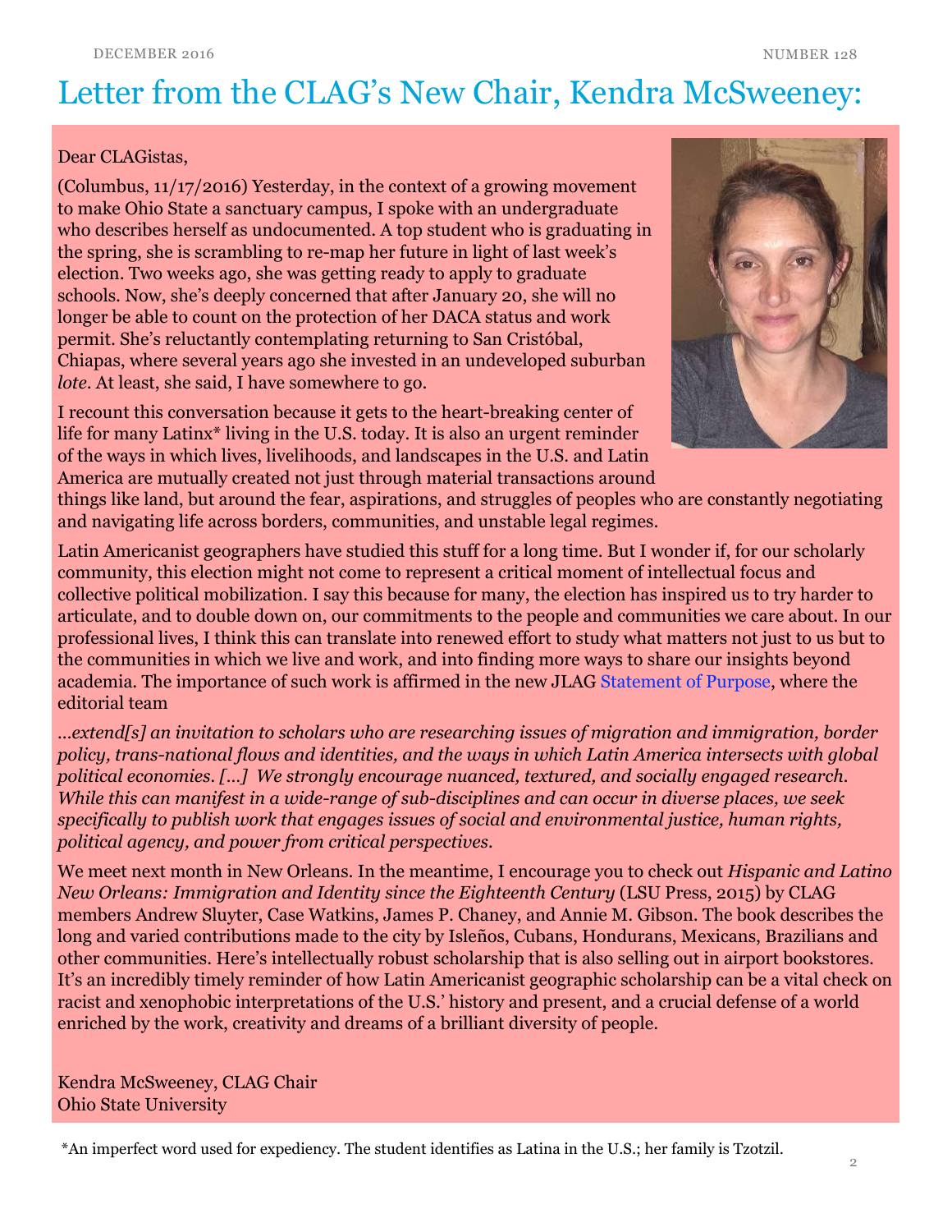# Letter from the CLAG's New Chair, Kendra McSweeney:

Dear CLAGistas,

(Columbus, 11/17/2016) Yesterday, in the context of a growing movement to make Ohio State a sanctuary campus, I spoke with an undergraduate who describes herself as undocumented. A top student who is graduating in the spring, she is scrambling to re-map her future in light of last week's election. Two weeks ago, she was getting ready to apply to graduate schools. Now, she's deeply concerned that after January 20, she will no longer be able to count on the protection of her DACA status and work permit. She's reluctantly contemplating returning to San Cristóbal, Chiapas, where several years ago she invested in an undeveloped suburban *lote*. At least, she said, I have somewhere to go.

I recount this conversation because it gets to the heart-breaking center of life for many Latinx* living in the U.S. today. It is also an urgent reminder of the ways in which lives, livelihoods, and landscapes in the U.S. and Latin America are mutually created not just through material transactions around things like land, but around the fear, aspirations, and struggles of peoples who are constantly negotiating and navigating life across borders, communities, and unstable legal regimes.

Latin Americanist geographers have studied this stuff for a long time. But I wonder if, for our scholarly community, this election might not come to represent a critical moment of intellectual focus and collective political mobilization. I say this because for many, the election has inspired us to try harder to articulate, and to double down on, our commitments to the people and communities we care about. In our professional lives, I think this can translate into renewed effort to study what matters not just to us but to the communities in which we live and work, and into finding more ways to share our insights beyond academia. The importance of such work is affirmed in the new JLAG Statement of Purpose, where the editorial team

*…extend[s] an invitation to scholars who are researching issues of migration and immigration, border policy, trans-national flows and identities, and the ways in which Latin America intersects with global political economies. […] We strongly encourage nuanced, textured, and socially engaged research. While this can manifest in a wide-range of sub-disciplines and can occur in diverse places, we seek specifically to publish work that engages issues of social and environmental justice, human rights, political agency, and power from critical perspectives.*

We meet next month in New Orleans. In the meantime, I encourage you to check out *Hispanic and Latino New Orleans: Immigration and Identity since the Eighteenth Century* (LSU Press, 2015) by CLAG members Andrew Sluyter, Case Watkins, James P. Chaney, and Annie M. Gibson. The book describes the long and varied contributions made to the city by Isleños, Cubans, Hondurans, Mexicans, Brazilians and other communities. Here's intellectually robust scholarship that is also selling out in airport bookstores. It's an incredibly timely reminder of how Latin Americanist geographic scholarship can be a vital check on racist and xenophobic interpretations of the U.S.' history and present, and a crucial defense of a world enriched by the work, creativity and dreams of a brilliant diversity of people.

Kendra McSweeney, CLAG Chair
Ohio State University

*An imperfect word used for expediency. The student identifies as Latina in the U.S.; her family is Tzotzil.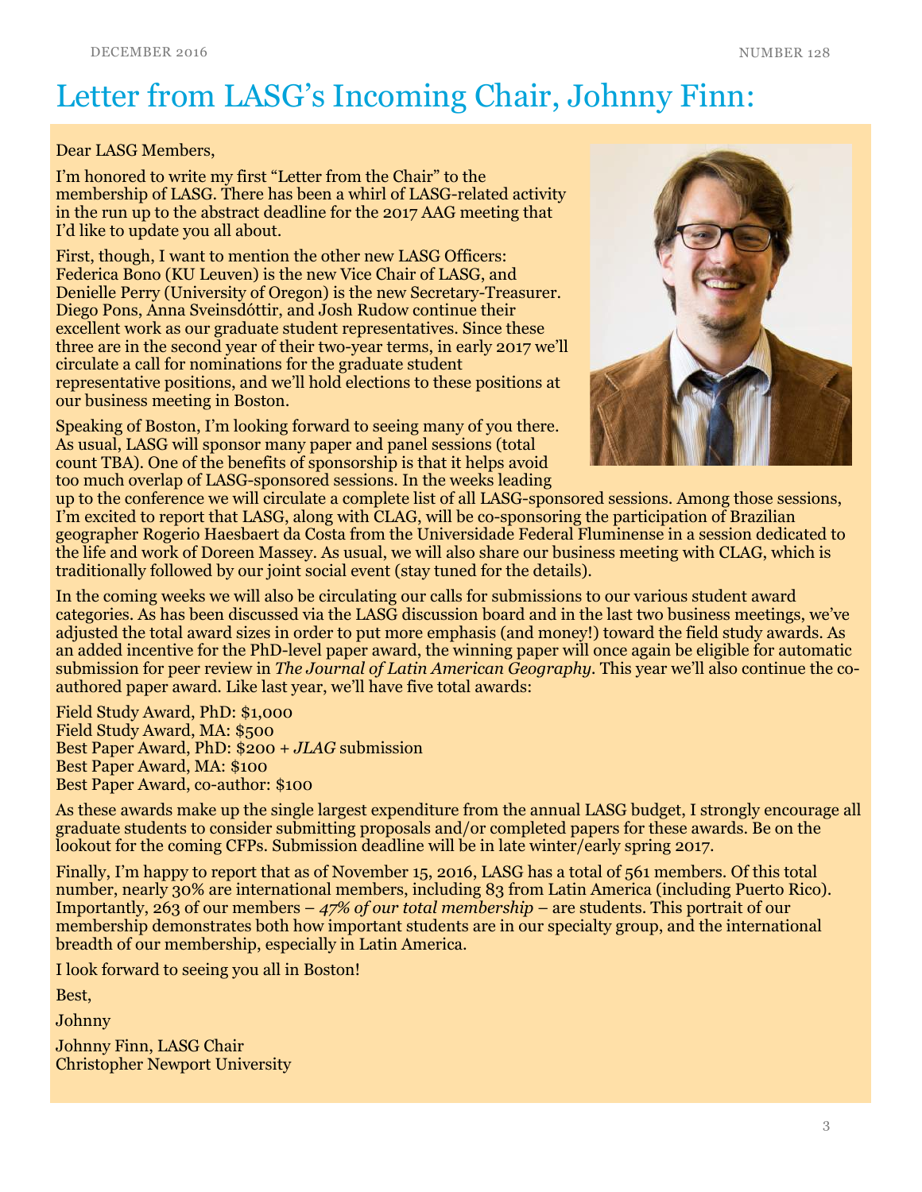# Letter from LASG's Incoming Chair, Johnny Finn:

Dear LASG Members,

I'm honored to write my first "Letter from the Chair" to the membership of LASG. There has been a whirl of LASG-related activity in the run up to the abstract deadline for the 2017 AAG meeting that I'd like to update you all about.

First, though, I want to mention the other new LASG Officers: Federica Bono (KU Leuven) is the new Vice Chair of LASG, and Denielle Perry (University of Oregon) is the new Secretary-Treasurer. Diego Pons, Anna Sveinsdóttir, and Josh Rudow continue their excellent work as our graduate student representatives. Since these three are in the second year of their two-year terms, in early 2017 we'll circulate a call for nominations for the graduate student representative positions, and we'll hold elections to these positions at our business meeting in Boston.

Speaking of Boston, I'm looking forward to seeing many of you there. As usual, LASG will sponsor many paper and panel sessions (total count TBA). One of the benefits of sponsorship is that it helps avoid too much overlap of LASG-sponsored sessions. In the weeks leading up to the conference we will circulate a complete list of all LASG-sponsored sessions. Among those sessions, I'm excited to report that LASG, along with CLAG, will be co-sponsoring the participation of Brazilian geographer Rogerio Haesbaert da Costa from the Universidade Federal Fluminense in a session dedicated to the life and work of Doreen Massey. As usual, we will also share our business meeting with CLAG, which is traditionally followed by our joint social event (stay tuned for the details).

In the coming weeks we will also be circulating our calls for submissions to our various student award categories. As has been discussed via the LASG discussion board and in the last two business meetings, we've adjusted the total award sizes in order to put more emphasis (and money!) toward the field study awards. As an added incentive for the PhD-level paper award, the winning paper will once again be eligible for automatic submission for peer review in *The Journal of Latin American Geography*. This year we'll also continue the co-authored paper award. Like last year, we'll have five total awards:

Field Study Award, PhD: $1,000
Field Study Award, MA: $500
Best Paper Award, PhD: $200 + *JLAG* submission
Best Paper Award, MA: $100
Best Paper Award, co-author: $100

As these awards make up the single largest expenditure from the annual LASG budget, I strongly encourage all graduate students to consider submitting proposals and/or completed papers for these awards. Be on the lookout for the coming CFPs. Submission deadline will be in late winter/early spring 2017.

Finally, I'm happy to report that as of November 15, 2016, LASG has a total of 561 members. Of this total number, nearly 30% are international members, including 83 from Latin America (including Puerto Rico). Importantly, 263 of our members – *47% of our total membership* – are students. This portrait of our membership demonstrates both how important students are in our specialty group, and the international breadth of our membership, especially in Latin America.

I look forward to seeing you all in Boston!

Best,

Johnny

Johnny Finn, LASG Chair
Christopher Newport University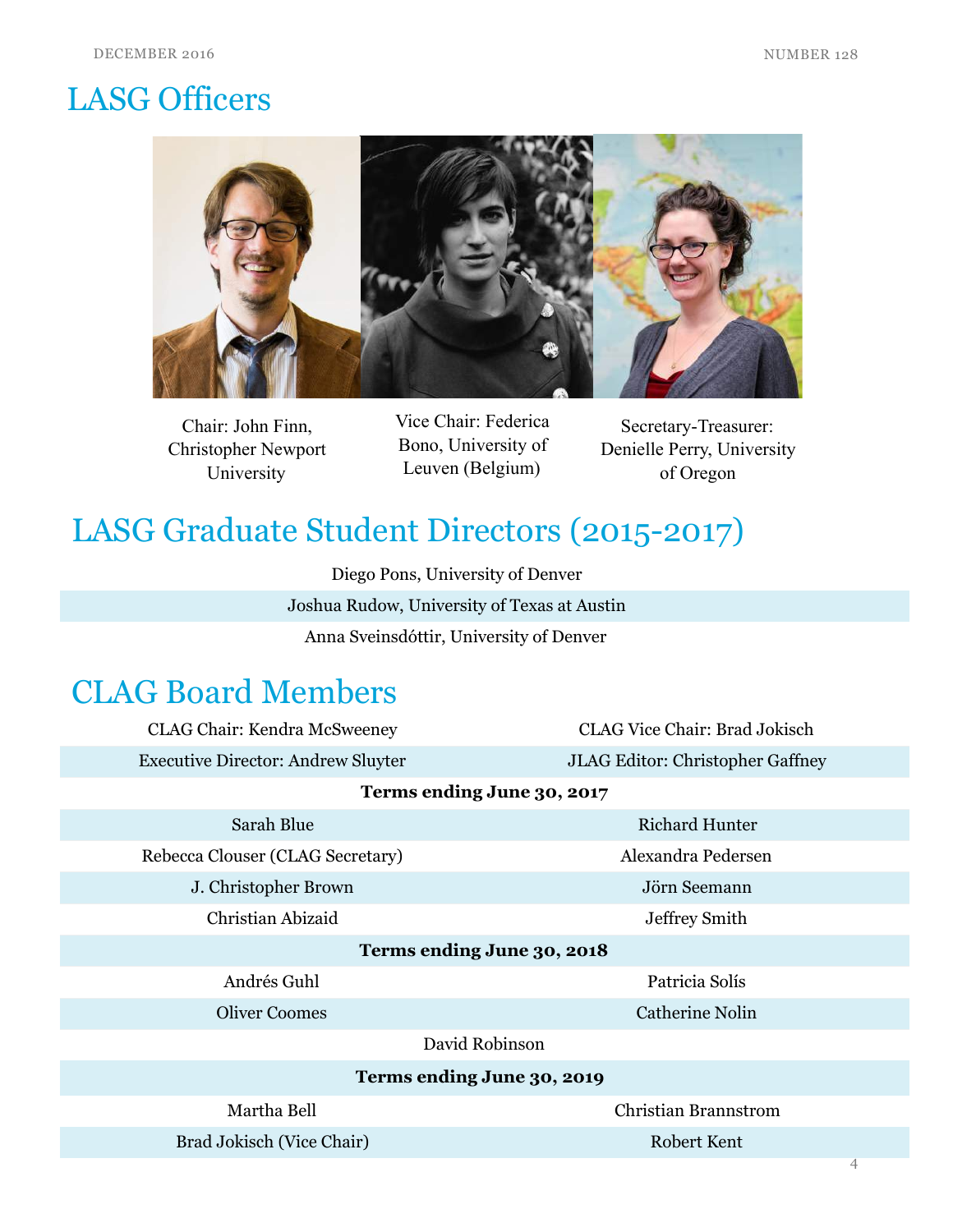# LASG Officers

Chair: John Finn, Christopher Newport University

Vice Chair: Federica Bono, University of Leuven (Belgium)

Secretary-Treasurer: Denielle Perry, University of Oregon

# LASG Graduate Student Directors (2015-2017)

Diego Pons, University of Denver

Joshua Rudow, University of Texas at Austin

Anna Sveinsdóttir, University of Denver

# CLAG Board Members

| | |
|---|---|
| CLAG Chair: Kendra McSweeney | CLAG Vice Chair: Brad Jokisch |
| Executive Director: Andrew Sluyter | JLAG Editor: Christopher Gaffney |
| **Terms ending June 30, 2017** | |
| Sarah Blue | Richard Hunter |
| Rebecca Clouser (CLAG Secretary) | Alexandra Pedersen |
| J. Christopher Brown | Jörn Seemann |
| Christian Abizaid | Jeffrey Smith |
| **Terms ending June 30, 2018** | |
| Andrés Guhl | Patricia Solís |
| Oliver Coomes | Catherine Nolin |
| David Robinson | |
| **Terms ending June 30, 2019** | |
| Martha Bell | Christian Brannstrom |
| Brad Jokisch (Vice Chair) | Robert Kent |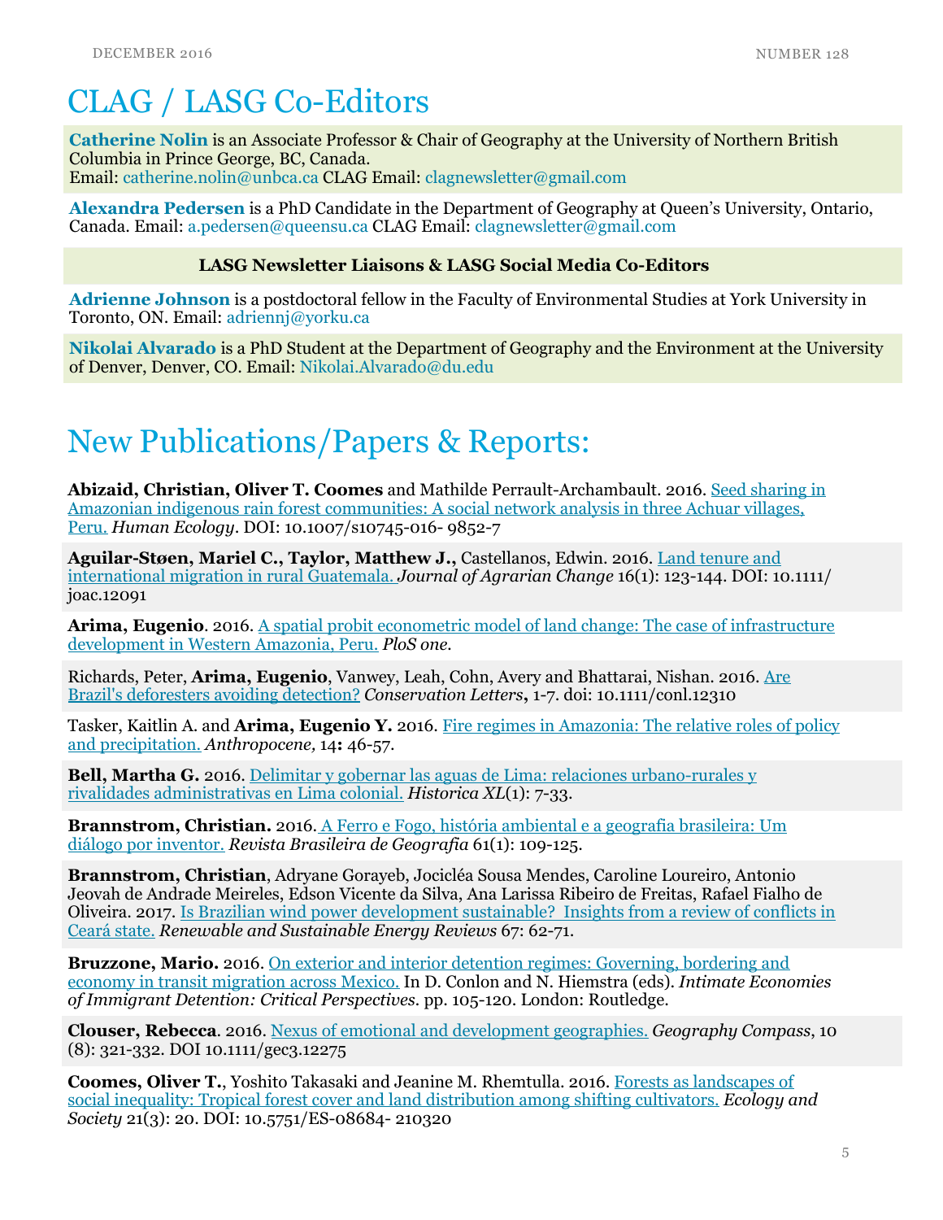# CLAG / LASG Co-Editors

**Catherine Nolin** is an Associate Professor & Chair of Geography at the University of Northern British Columbia in Prince George, BC, Canada.
Email: catherine.nolin@unbca.ca CLAG Email: clagnewsletter@gmail.com

**Alexandra Pedersen** is a PhD Candidate in the Department of Geography at Queen's University, Ontario, Canada. Email: a.pedersen@queensu.ca CLAG Email: clagnewsletter@gmail.com

**LASG Newsletter Liaisons & LASG Social Media Co-Editors**

**Adrienne Johnson** is a postdoctoral fellow in the Faculty of Environmental Studies at York University in Toronto, ON. Email: adriennj@yorku.ca

**Nikolai Alvarado** is a PhD Student at the Department of Geography and the Environment at the University of Denver, Denver, CO. Email: Nikolai.Alvarado@du.edu

# New Publications/Papers & Reports:

**Abizaid, Christian, Oliver T. Coomes** and Mathilde Perrault-Archambault. 2016. Seed sharing in Amazonian indigenous rain forest communities: A social network analysis in three Achuar villages, Peru. *Human Ecology*. DOI: 10.1007/s10745-016- 9852-7

**Aguilar-Støen, Mariel C., Taylor, Matthew J.,** Castellanos, Edwin. 2016. Land tenure and international migration in rural Guatemala. *Journal of Agrarian Change* 16(1): 123-144. DOI: 10.1111/ joac.12091

**Arima, Eugenio**. 2016. A spatial probit econometric model of land change: The case of infrastructure development in Western Amazonia, Peru. *PloS one*.

Richards, Peter, **Arima, Eugenio**, Vanwey, Leah, Cohn, Avery and Bhattarai, Nishan. 2016. Are Brazil's deforesters avoiding detection? *Conservation Letters***,** 1-7. doi: 10.1111/conl.12310

Tasker, Kaitlin A. and **Arima, Eugenio Y.** 2016. Fire regimes in Amazonia: The relative roles of policy and precipitation. *Anthropocene,* 14**:** 46-57.

**Bell, Martha G.** 2016. Delimitar y gobernar las aguas de Lima: relaciones urbano-rurales y rivalidades administrativas en Lima colonial. *Historica XL*(1): 7-33.

**Brannstrom, Christian.** 2016. A Ferro e Fogo, história ambiental e a geografia brasileira: Um diálogo por inventor. *Revista Brasileira de Geografia* 61(1): 109-125.

**Brannstrom, Christian**, Adryane Gorayeb, Jocicléa Sousa Mendes, Caroline Loureiro, Antonio Jeovah de Andrade Meireles, Edson Vicente da Silva, Ana Larissa Ribeiro de Freitas, Rafael Fialho de Oliveira. 2017. Is Brazilian wind power development sustainable? Insights from a review of conflicts in Ceará state. *Renewable and Sustainable Energy Reviews* 67: 62-71.

**Bruzzone, Mario.** 2016. On exterior and interior detention regimes: Governing, bordering and economy in transit migration across Mexico. In D. Conlon and N. Hiemstra (eds). *Intimate Economies of Immigrant Detention: Critical Perspectives*. pp. 105-120. London: Routledge.

**Clouser, Rebecca**. 2016. Nexus of emotional and development geographies. *Geography Compass*, 10 (8): 321-332. DOI 10.1111/gec3.12275

**Coomes, Oliver T.**, Yoshito Takasaki and Jeanine M. Rhemtulla. 2016. Forests as landscapes of social inequality: Tropical forest cover and land distribution among shifting cultivators. *Ecology and Society* 21(3): 20. DOI: 10.5751/ES-08684- 210320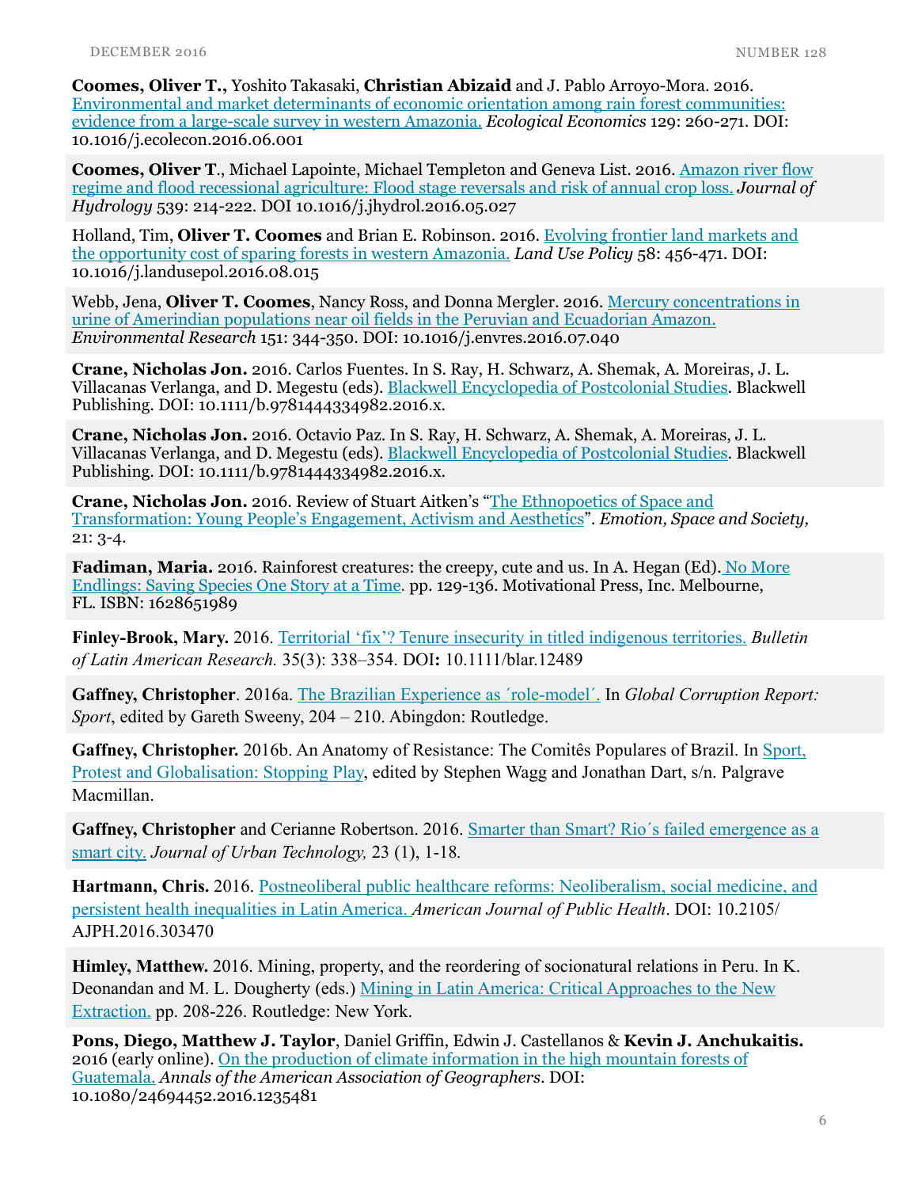**Coomes, Oliver T.,** Yoshito Takasaki, **Christian Abizaid** and J. Pablo Arroyo-Mora. 2016. Environmental and market determinants of economic orientation among rain forest communities: evidence from a large-scale survey in western Amazonia. *Ecological Economics* 129: 260-271. DOI: 10.1016/j.ecolecon.2016.06.001

**Coomes, Oliver T**., Michael Lapointe, Michael Templeton and Geneva List. 2016. Amazon river flow regime and flood recessional agriculture: Flood stage reversals and risk of annual crop loss. *Journal of Hydrology* 539: 214-222. DOI 10.1016/j.jhydrol.2016.05.027

Holland, Tim, **Oliver T. Coomes** and Brian E. Robinson. 2016. Evolving frontier land markets and the opportunity cost of sparing forests in western Amazonia. *Land Use Policy* 58: 456-471. DOI: 10.1016/j.landusepol.2016.08.015

Webb, Jena, **Oliver T. Coomes**, Nancy Ross, and Donna Mergler. 2016. Mercury concentrations in urine of Amerindian populations near oil fields in the Peruvian and Ecuadorian Amazon. *Environmental Research* 151: 344-350. DOI: 10.1016/j.envres.2016.07.040

**Crane, Nicholas Jon.** 2016. Carlos Fuentes. In S. Ray, H. Schwarz, A. Shemak, A. Moreiras, J. L. Villacanas Verlanga, and D. Megestu (eds). Blackwell Encyclopedia of Postcolonial Studies. Blackwell Publishing. DOI: 10.1111/b.9781444334982.2016.x.

**Crane, Nicholas Jon.** 2016. Octavio Paz. In S. Ray, H. Schwarz, A. Shemak, A. Moreiras, J. L. Villacanas Verlanga, and D. Megestu (eds). Blackwell Encyclopedia of Postcolonial Studies. Blackwell Publishing. DOI: 10.1111/b.9781444334982.2016.x.

**Crane, Nicholas Jon.** 2016. Review of Stuart Aitken's "The Ethnopoetics of Space and Transformation: Young People's Engagement, Activism and Aesthetics". *Emotion, Space and Society,* 21: 3-4.

**Fadiman, Maria.** 2016. Rainforest creatures: the creepy, cute and us. In A. Hegan (Ed). No More Endlings: Saving Species One Story at a Time. pp. 129-136. Motivational Press, Inc. Melbourne, FL. ISBN: 1628651989

**Finley-Brook, Mary.** 2016. Territorial 'fix'? Tenure insecurity in titled indigenous territories. *Bulletin of Latin American Research.* 35(3): 338–354. DOI**:** 10.1111/blar.12489

**Gaffney, Christopher**. 2016a. The Brazilian Experience as ´role-model´. In *Global Corruption Report: Sport*, edited by Gareth Sweeny, 204 – 210. Abingdon: Routledge.

**Gaffney, Christopher.** 2016b. An Anatomy of Resistance: The Comitês Populares of Brazil. In Sport, Protest and Globalisation: Stopping Play, edited by Stephen Wagg and Jonathan Dart, s/n. Palgrave Macmillan.

**Gaffney, Christopher** and Cerianne Robertson. 2016. Smarter than Smart? Rio´s failed emergence as a smart city. *Journal of Urban Technology,* 23 (1), 1-18.

**Hartmann, Chris.** 2016. Postneoliberal public healthcare reforms: Neoliberalism, social medicine, and persistent health inequalities in Latin America. *American Journal of Public Health*. DOI: 10.2105/AJPH.2016.303470

**Himley, Matthew.** 2016. Mining, property, and the reordering of socionatural relations in Peru. In K. Deonandan and M. L. Dougherty (eds.) Mining in Latin America: Critical Approaches to the New Extraction. pp. 208-226. Routledge: New York.

**Pons, Diego, Matthew J. Taylor**, Daniel Griffin, Edwin J. Castellanos & **Kevin J. Anchukaitis.** 2016 (early online). On the production of climate information in the high mountain forests of Guatemala. *Annals of the American Association of Geographers.* DOI: 10.1080/24694452.2016.1235481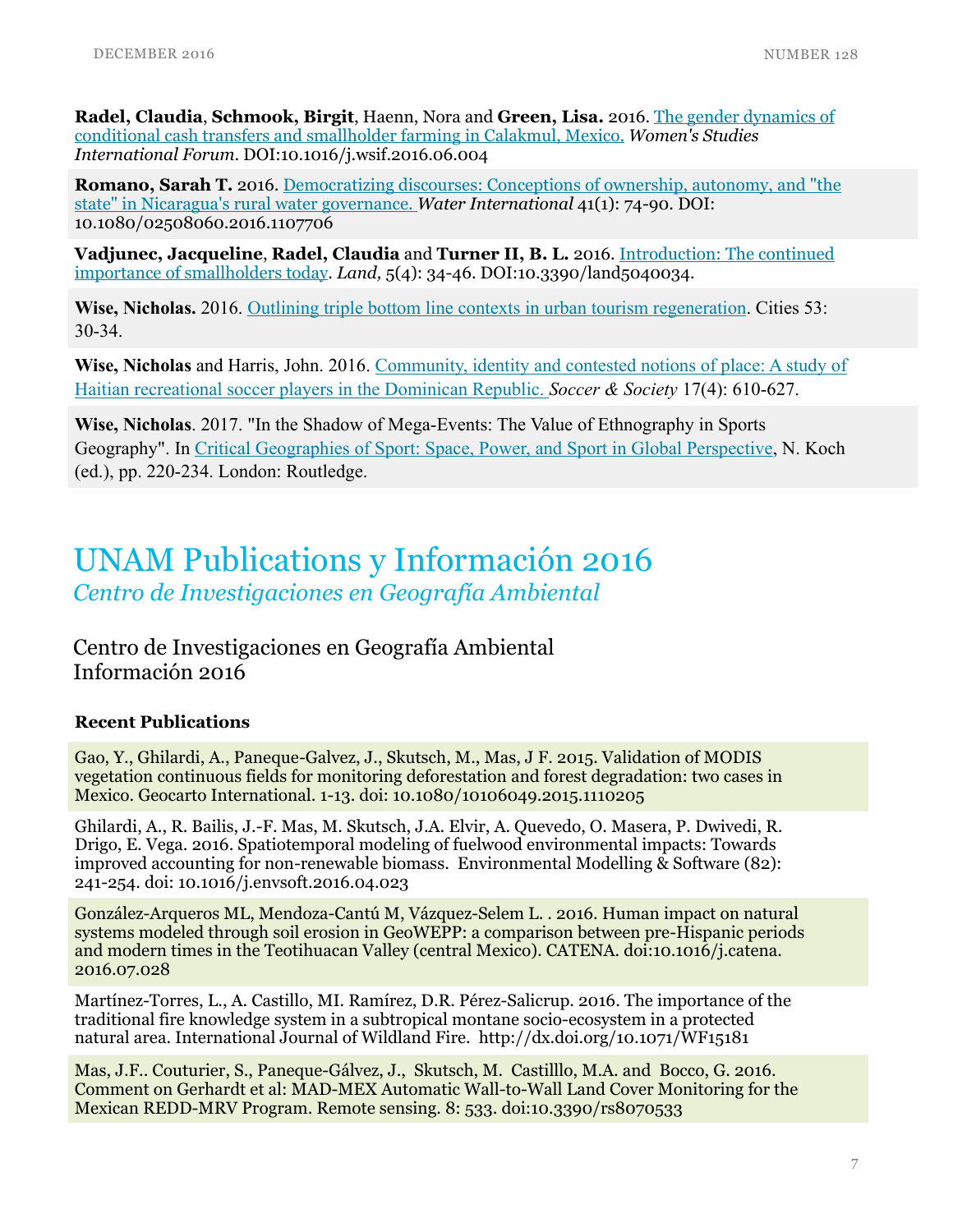**Radel, Claudia**, **Schmook, Birgit**, Haenn, Nora and **Green, Lisa.** 2016. The gender dynamics of conditional cash transfers and smallholder farming in Calakmul, Mexico. *Women's Studies International Forum*. DOI:10.1016/j.wsif.2016.06.004

**Romano, Sarah T.** 2016. Democratizing discourses: Conceptions of ownership, autonomy, and "the state" in Nicaragua's rural water governance. *Water International* 41(1): 74-90. DOI: 10.1080/02508060.2016.1107706

**Vadjunec, Jacqueline**, **Radel, Claudia** and **Turner II, B. L.** 2016. Introduction: The continued importance of smallholders today. *Land,* 5(4): 34-46. DOI:10.3390/land5040034.

**Wise, Nicholas.** 2016. Outlining triple bottom line contexts in urban tourism regeneration. Cities 53: 30-34.

**Wise, Nicholas** and Harris, John. 2016. Community, identity and contested notions of place: A study of Haitian recreational soccer players in the Dominican Republic. *Soccer & Society* 17(4): 610-627.

**Wise, Nicholas**. 2017. "In the Shadow of Mega-Events: The Value of Ethnography in Sports Geography". In Critical Geographies of Sport: Space, Power, and Sport in Global Perspective, N. Koch (ed.), pp. 220-234. London: Routledge.

# UNAM Publications y Información 2016

*Centro de Investigaciones en Geografía Ambiental*

## Centro de Investigaciones en Geografía Ambiental Información 2016

### Recent Publications

Gao, Y., Ghilardi, A., Paneque-Galvez, J., Skutsch, M., Mas, J F. 2015. Validation of MODIS vegetation continuous fields for monitoring deforestation and forest degradation: two cases in Mexico. Geocarto International. 1-13. doi: 10.1080/10106049.2015.1110205

Ghilardi, A., R. Bailis, J.-F. Mas, M. Skutsch, J.A. Elvir, A. Quevedo, O. Masera, P. Dwivedi, R. Drigo, E. Vega. 2016. Spatiotemporal modeling of fuelwood environmental impacts: Towards improved accounting for non-renewable biomass. Environmental Modelling & Software (82): 241-254. doi: 10.1016/j.envsoft.2016.04.023

González-Arqueros ML, Mendoza-Cantú M, Vázquez-Selem L. . 2016. Human impact on natural systems modeled through soil erosion in GeoWEPP: a comparison between pre-Hispanic periods and modern times in the Teotihuacan Valley (central Mexico). CATENA. doi:10.1016/j.catena. 2016.07.028

Martínez-Torres, L., A. Castillo, MI. Ramírez, D.R. Pérez-Salicrup. 2016. The importance of the traditional fire knowledge system in a subtropical montane socio-ecosystem in a protected natural area. International Journal of Wildland Fire. http://dx.doi.org/10.1071/WF15181

Mas, J.F.. Couturier, S., Paneque-Gálvez, J., Skutsch, M. Castilllo, M.A. and Bocco, G. 2016. Comment on Gerhardt et al: MAD-MEX Automatic Wall-to-Wall Land Cover Monitoring for the Mexican REDD-MRV Program. Remote sensing. 8: 533. doi:10.3390/rs8070533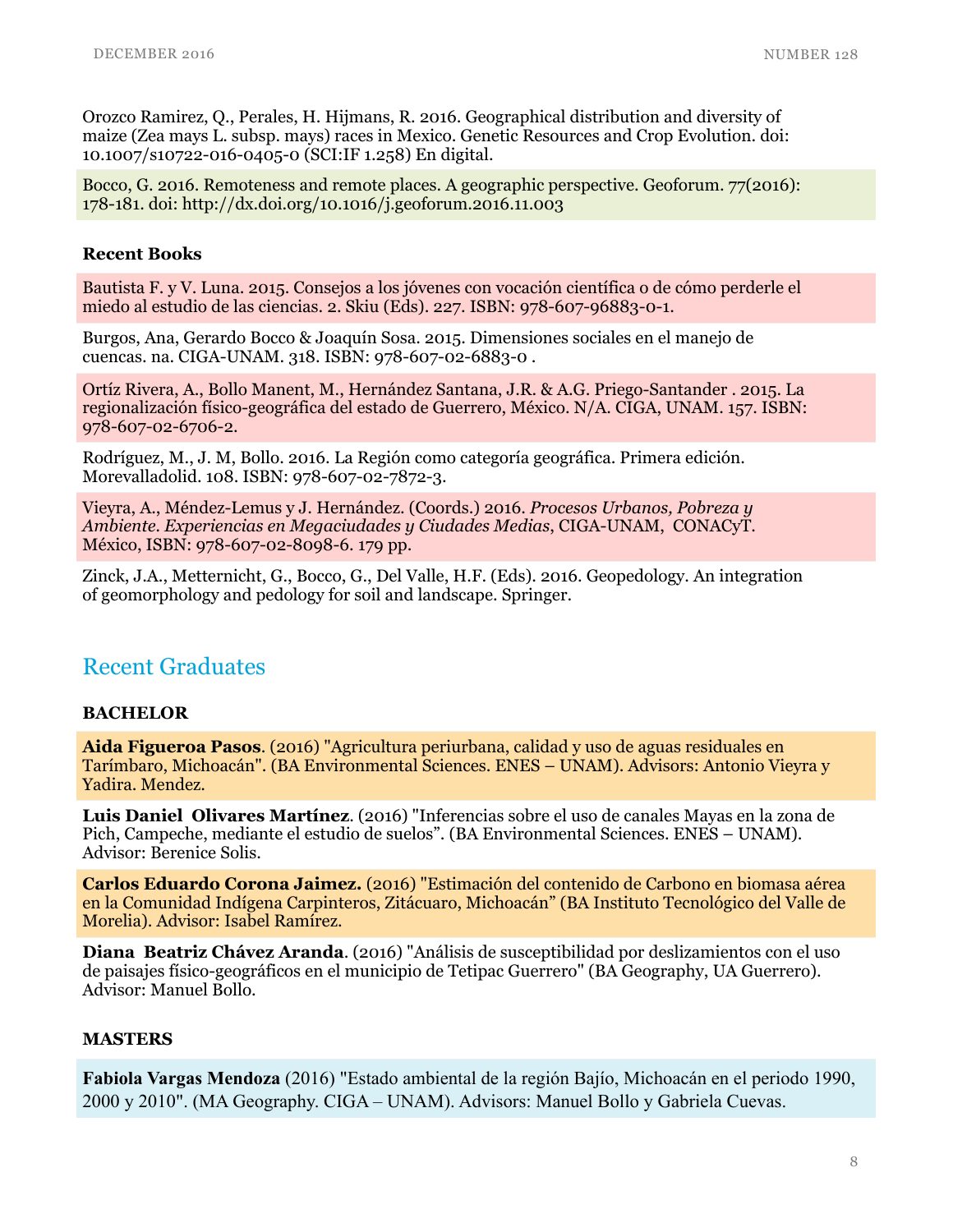Orozco Ramirez, Q., Perales, H. Hijmans, R. 2016. Geographical distribution and diversity of maize (Zea mays L. subsp. mays) races in Mexico. Genetic Resources and Crop Evolution. doi: 10.1007/s10722-016-0405-0 (SCI:IF 1.258) En digital.

Bocco, G. 2016. Remoteness and remote places. A geographic perspective. Geoforum. 77(2016): 178-181. doi: http://dx.doi.org/10.1016/j.geoforum.2016.11.003

**Recent Books**

Bautista F. y V. Luna. 2015. Consejos a los jóvenes con vocación científica o de cómo perderle el miedo al estudio de las ciencias. 2. Skiu (Eds). 227. ISBN: 978-607-96883-0-1.

Burgos, Ana, Gerardo Bocco & Joaquín Sosa. 2015. Dimensiones sociales en el manejo de cuencas. na. CIGA-UNAM. 318. ISBN: 978-607-02-6883-0 .

Ortíz Rivera, A., Bollo Manent, M., Hernández Santana, J.R. & A.G. Priego-Santander . 2015. La regionalización físico-geográfica del estado de Guerrero, México. N/A. CIGA, UNAM. 157. ISBN: 978-607-02-6706-2.

Rodríguez, M., J. M, Bollo. 2016. La Región como categoría geográfica. Primera edición. Morevalladolid. 108. ISBN: 978-607-02-7872-3.

Vieyra, A., Méndez-Lemus y J. Hernández. (Coords.) 2016. *Procesos Urbanos, Pobreza y Ambiente. Experiencias en Megaciudades y Ciudades Medias,* CIGA-UNAM, CONACyT. México, ISBN: 978-607-02-8098-6. 179 pp.

Zinck, J.A., Metternicht, G., Bocco, G., Del Valle, H.F. (Eds). 2016. Geopedology. An integration of geomorphology and pedology for soil and landscape. Springer.

## Recent Graduates

**BACHELOR**

**Aida Figueroa Pasos**. (2016) "Agricultura periurbana, calidad y uso de aguas residuales en Tarímbaro, Michoacán". (BA Environmental Sciences. ENES – UNAM). Advisors: Antonio Vieyra y Yadira. Mendez.

**Luis Daniel Olivares Martínez**. (2016) "Inferencias sobre el uso de canales Mayas en la zona de Pich, Campeche, mediante el estudio de suelos". (BA Environmental Sciences. ENES – UNAM). Advisor: Berenice Solis.

**Carlos Eduardo Corona Jaimez.** (2016) "Estimación del contenido de Carbono en biomasa aérea en la Comunidad Indígena Carpinteros, Zitácuaro, Michoacán" (BA Instituto Tecnológico del Valle de Morelia). Advisor: Isabel Ramírez.

**Diana Beatriz Chávez Aranda**. (2016) "Análisis de susceptibilidad por deslizamientos con el uso de paisajes físico-geográficos en el municipio de Tetipac Guerrero" (BA Geography, UA Guerrero). Advisor: Manuel Bollo.

**MASTERS**

**Fabiola Vargas Mendoza** (2016) "Estado ambiental de la región Bajío, Michoacán en el periodo 1990, 2000 y 2010". (MA Geography. CIGA – UNAM). Advisors: Manuel Bollo y Gabriela Cuevas.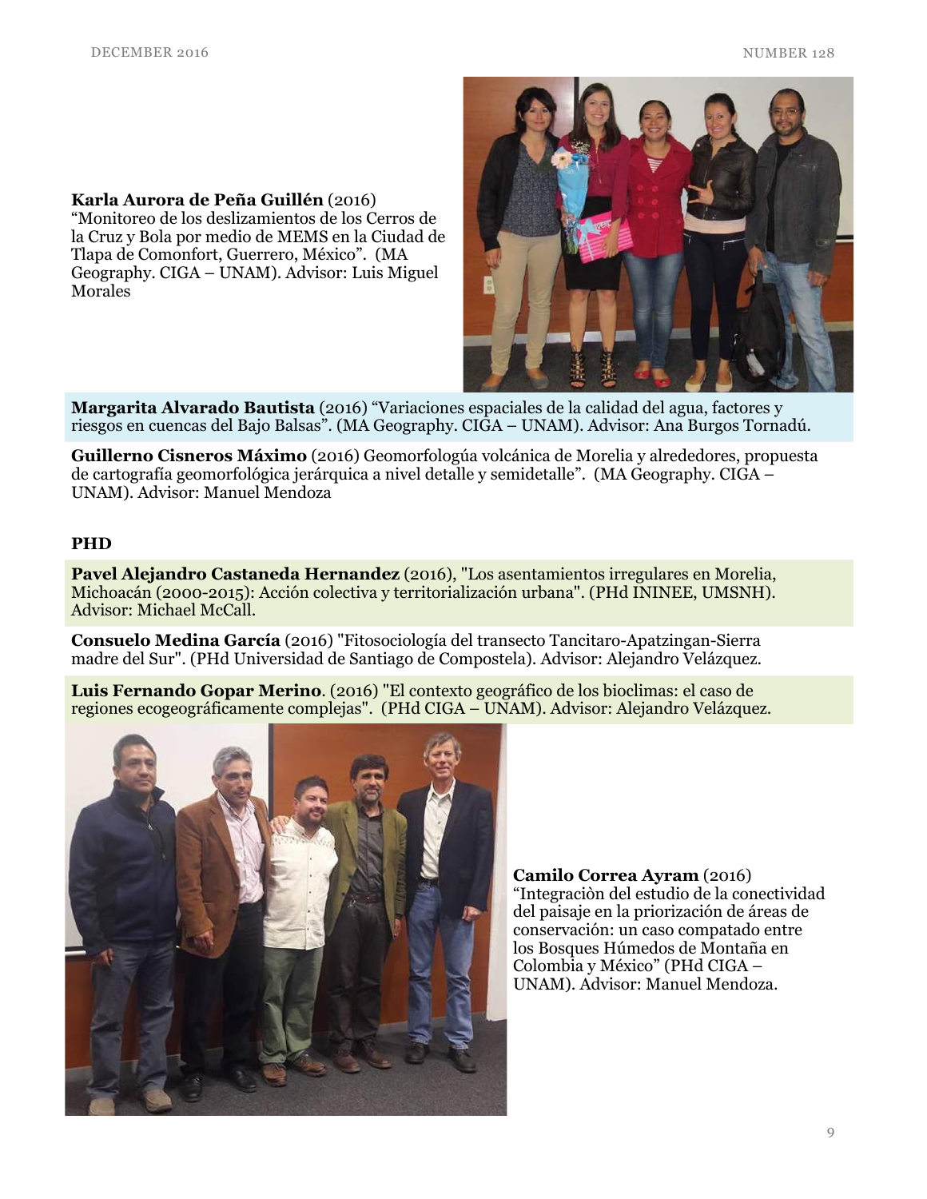**Karla Aurora de Peña Guillén** (2016) “Monitoreo de los deslizamientos de los Cerros de la Cruz y Bola por medio de MEMS en la Ciudad de Tlapa de Comonfort, Guerrero, México”. (MA Geography. CIGA – UNAM). Advisor: Luis Miguel Morales

**Margarita Alvarado Bautista** (2016) “Variaciones espaciales de la calidad del agua, factores y riesgos en cuencas del Bajo Balsas”. (MA Geography. CIGA – UNAM). Advisor: Ana Burgos Tornadú.

**Guillerno Cisneros Máximo** (2016) Geomorfologúa volcánica de Morelia y alrededores, propuesta de cartografía geomorfológica jerárquica a nivel detalle y semidetalle”. (MA Geography. CIGA – UNAM). Advisor: Manuel Mendoza

**PHD**

**Pavel Alejandro Castaneda Hernandez** (2016), "Los asentamientos irregulares en Morelia, Michoacán (2000-2015): Acción colectiva y territorialización urbana". (PHd ININEE, UMSNH). Advisor: Michael McCall.

**Consuelo Medina García** (2016) "Fitosociología del transecto Tancitaro-Apatzingan-Sierra madre del Sur". (PHd Universidad de Santiago de Compostela). Advisor: Alejandro Velázquez.

**Luis Fernando Gopar Merino**. (2016) "El contexto geográfico de los bioclimas: el caso de regiones ecogeográficamente complejas". (PHd CIGA – UNAM). Advisor: Alejandro Velázquez.

**Camilo Correa Ayram** (2016) “Integraciòn del estudio de la conectividad del paisaje en la priorización de áreas de conservación: un caso compatado entre los Bosques Húmedos de Montaña en Colombia y México” (PHd CIGA – UNAM). Advisor: Manuel Mendoza.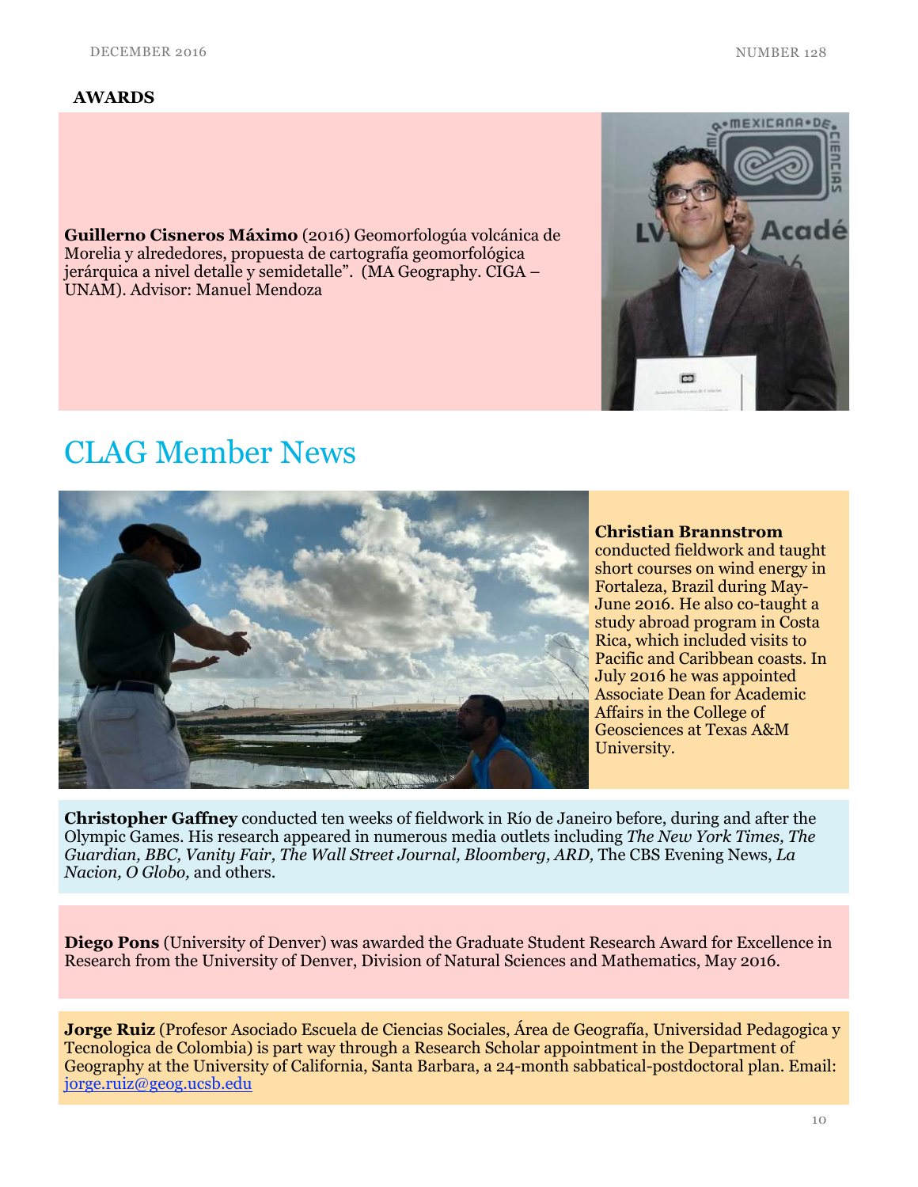**AWARDS**

**Guillerno Cisneros Máximo** (2016) Geomorfologúa volcánica de Morelia y alrededores, propuesta de cartografía geomorfológica jerárquica a nivel detalle y semidetalle". (MA Geography. CIGA – UNAM). Advisor: Manuel Mendoza

# CLAG Member News

**Christian Brannstrom** conducted fieldwork and taught short courses on wind energy in Fortaleza, Brazil during May-June 2016. He also co-taught a study abroad program in Costa Rica, which included visits to Pacific and Caribbean coasts. In July 2016 he was appointed Associate Dean for Academic Affairs in the College of Geosciences at Texas A&M University.

**Christopher Gaffney** conducted ten weeks of fieldwork in Río de Janeiro before, during and after the Olympic Games. His research appeared in numerous media outlets including *The New York Times, The Guardian, BBC, Vanity Fair, The Wall Street Journal, Bloomberg, ARD,* The CBS Evening News, *La Nacion, O Globo,* and others.

**Diego Pons** (University of Denver) was awarded the Graduate Student Research Award for Excellence in Research from the University of Denver, Division of Natural Sciences and Mathematics, May 2016.

**Jorge Ruiz** (Profesor Asociado Escuela de Ciencias Sociales, Área de Geografía, Universidad Pedagogica y Tecnologica de Colombia) is part way through a Research Scholar appointment in the Department of Geography at the University of California, Santa Barbara, a 24-month sabbatical-postdoctoral plan. Email: jorge.ruiz@geog.ucsb.edu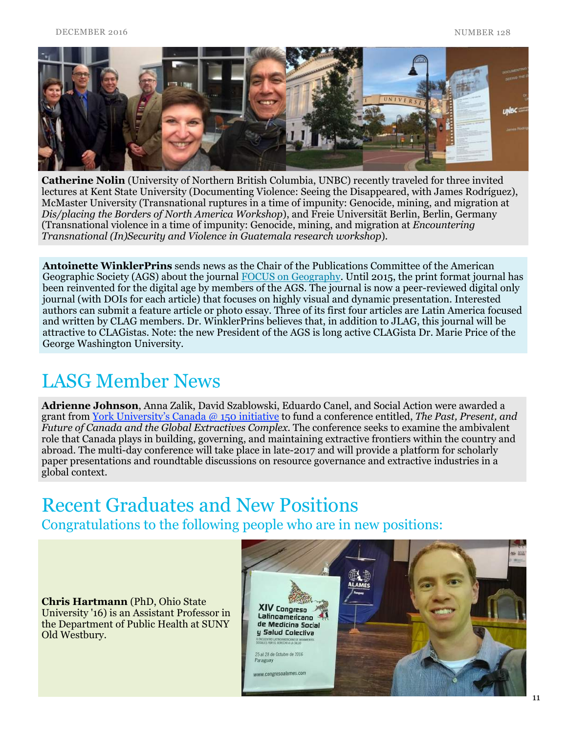**Catherine Nolin** (University of Northern British Columbia, UNBC) recently traveled for three invited lectures at Kent State University (Documenting Violence: Seeing the Disappeared, with James Rodríguez), McMaster University (Transnational ruptures in a time of impunity: Genocide, mining, and migration at *Dis/placing the Borders of North America Workshop*), and Freie Universität Berlin, Berlin, Germany (Transnational violence in a time of impunity: Genocide, mining, and migration at *Encountering Transnational (In)Security and Violence in Guatemala research workshop*).

**Antoinette WinklerPrins** sends news as the Chair of the Publications Committee of the American Geographic Society (AGS) about the journal FOCUS on Geography. Until 2015, the print format journal has been reinvented for the digital age by members of the AGS. The journal is now a peer-reviewed digital only journal (with DOIs for each article) that focuses on highly visual and dynamic presentation. Interested authors can submit a feature article or photo essay. Three of its first four articles are Latin America focused and written by CLAG members. Dr. WinklerPrins believes that, in addition to JLAG, this journal will be attractive to CLAGistas. Note: the new President of the AGS is long active CLAGista Dr. Marie Price of the George Washington University.

# LASG Member News

**Adrienne Johnson**, Anna Zalik, David Szablowski, Eduardo Canel, and Social Action were awarded a grant from York University's Canada @ 150 initiative to fund a conference entitled, *The Past, Present, and Future of Canada and the Global Extractives Complex*. The conference seeks to examine the ambivalent role that Canada plays in building, governing, and maintaining extractive frontiers within the country and abroad. The multi-day conference will take place in late-2017 and will provide a platform for scholarly paper presentations and roundtable discussions on resource governance and extractive industries in a global context.

# Recent Graduates and New Positions

## Congratulations to the following people who are in new positions:

**Chris Hartmann** (PhD, Ohio State University '16) is an Assistant Professor in the Department of Public Health at SUNY Old Westbury.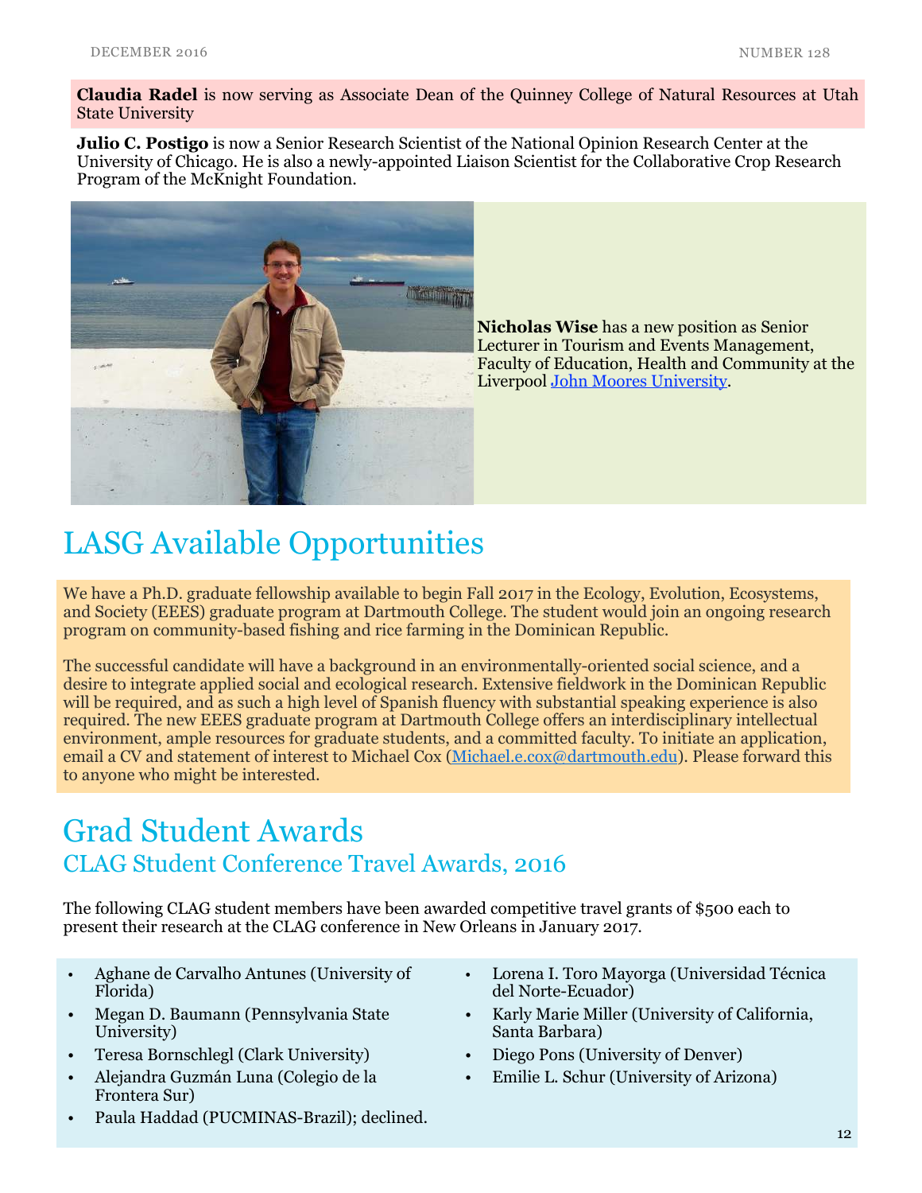**Claudia Radel** is now serving as Associate Dean of the Quinney College of Natural Resources at Utah State University

**Julio C. Postigo** is now a Senior Research Scientist of the National Opinion Research Center at the University of Chicago. He is also a newly-appointed Liaison Scientist for the Collaborative Crop Research Program of the McKnight Foundation.

**Nicholas Wise** has a new position as Senior Lecturer in Tourism and Events Management, Faculty of Education, Health and Community at the Liverpool John Moores University.

# LASG Available Opportunities

We have a Ph.D. graduate fellowship available to begin Fall 2017 in the Ecology, Evolution, Ecosystems, and Society (EEES) graduate program at Dartmouth College. The student would join an ongoing research program on community-based fishing and rice farming in the Dominican Republic.

The successful candidate will have a background in an environmentally-oriented social science, and a desire to integrate applied social and ecological research. Extensive fieldwork in the Dominican Republic will be required, and as such a high level of Spanish fluency with substantial speaking experience is also required. The new EEES graduate program at Dartmouth College offers an interdisciplinary intellectual environment, ample resources for graduate students, and a committed faculty. To initiate an application, email a CV and statement of interest to Michael Cox (Michael.e.cox@dartmouth.edu). Please forward this to anyone who might be interested.

# Grad Student Awards

## CLAG Student Conference Travel Awards, 2016

The following CLAG student members have been awarded competitive travel grants of $500 each to present their research at the CLAG conference in New Orleans in January 2017.

- Aghane de Carvalho Antunes (University of Florida)
- Megan D. Baumann (Pennsylvania State University)
- Teresa Bornschlegl (Clark University)
- Alejandra Guzmán Luna (Colegio de la Frontera Sur)
- Paula Haddad (PUCMINAS-Brazil); declined.
- Lorena I. Toro Mayorga (Universidad Técnica del Norte-Ecuador)
- Karly Marie Miller (University of California, Santa Barbara)
- Diego Pons (University of Denver)
- Emilie L. Schur (University of Arizona)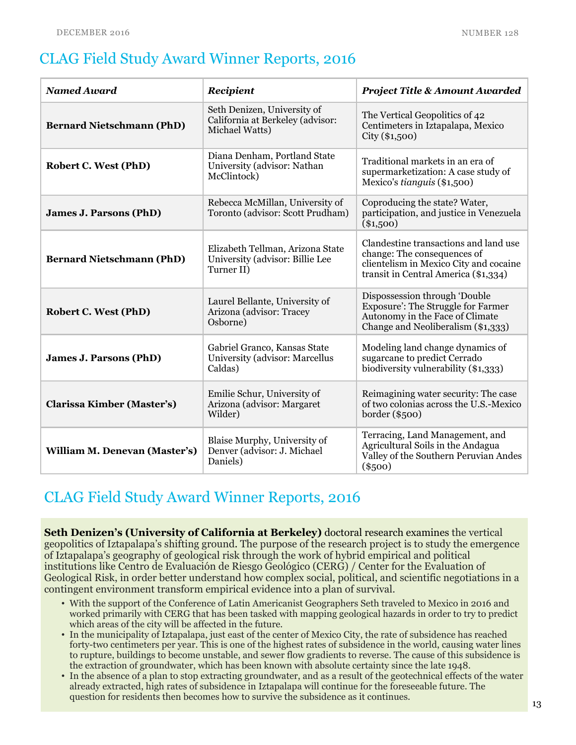## CLAG Field Study Award Winner Reports, 2016

| *Named Award* | *Recipient* | *Project Title & Amount Awarded* |
|---|---|---|
| **Bernard Nietschmann (PhD)** | Seth Denizen, University of California at Berkeley (advisor: Michael Watts) | The Vertical Geopolitics of 42 Centimeters in Iztapalapa, Mexico City ($1,500) |
| **Robert C. West (PhD)** | Diana Denham, Portland State University (advisor: Nathan McClintock) | Traditional markets in an era of supermarketization: A case study of Mexico's *tianguis* ($1,500) |
| **James J. Parsons (PhD)** | Rebecca McMillan, University of Toronto (advisor: Scott Prudham) | Coproducing the state? Water, participation, and justice in Venezuela ($1,500) |
| **Bernard Nietschmann (PhD)** | Elizabeth Tellman, Arizona State University (advisor: Billie Lee Turner II) | Clandestine transactions and land use change: The consequences of clientelism in Mexico City and cocaine transit in Central America ($1,334) |
| **Robert C. West (PhD)** | Laurel Bellante, University of Arizona (advisor: Tracey Osborne) | Dispossession through 'Double Exposure': The Struggle for Farmer Autonomy in the Face of Climate Change and Neoliberalism ($1,333) |
| **James J. Parsons (PhD)** | Gabriel Granco, Kansas State University (advisor: Marcellus Caldas) | Modeling land change dynamics of sugarcane to predict Cerrado biodiversity vulnerability ($1,333) |
| **Clarissa Kimber (Master's)** | Emilie Schur, University of Arizona (advisor: Margaret Wilder) | Reimagining water security: The case of two colonias across the U.S.-Mexico border ($500) |
| **William M. Denevan (Master's)** | Blaise Murphy, University of Denver (advisor: J. Michael Daniels) | Terracing, Land Management, and Agricultural Soils in the Andagua Valley of the Southern Peruvian Andes ($500) |

## CLAG Field Study Award Winner Reports, 2016

**Seth Denizen's (University of California at Berkeley)** doctoral research examines the vertical geopolitics of Iztapalapa's shifting ground. The purpose of the research project is to study the emergence of Iztapalapa's geography of geological risk through the work of hybrid empirical and political institutions like Centro de Evaluación de Riesgo Geológico (CERG) / Center for the Evaluation of Geological Risk, in order better understand how complex social, political, and scientific negotiations in a contingent environment transform empirical evidence into a plan of survival.

- With the support of the Conference of Latin Americanist Geographers Seth traveled to Mexico in 2016 and worked primarily with CERG that has been tasked with mapping geological hazards in order to try to predict which areas of the city will be affected in the future.
- In the municipality of Iztapalapa, just east of the center of Mexico City, the rate of subsidence has reached forty-two centimeters per year. This is one of the highest rates of subsidence in the world, causing water lines to rupture, buildings to become unstable, and sewer flow gradients to reverse. The cause of this subsidence is the extraction of groundwater, which has been known with absolute certainty since the late 1948.
- In the absence of a plan to stop extracting groundwater, and as a result of the geotechnical effects of the water already extracted, high rates of subsidence in Iztapalapa will continue for the foreseeable future. The question for residents then becomes how to survive the subsidence as it continues.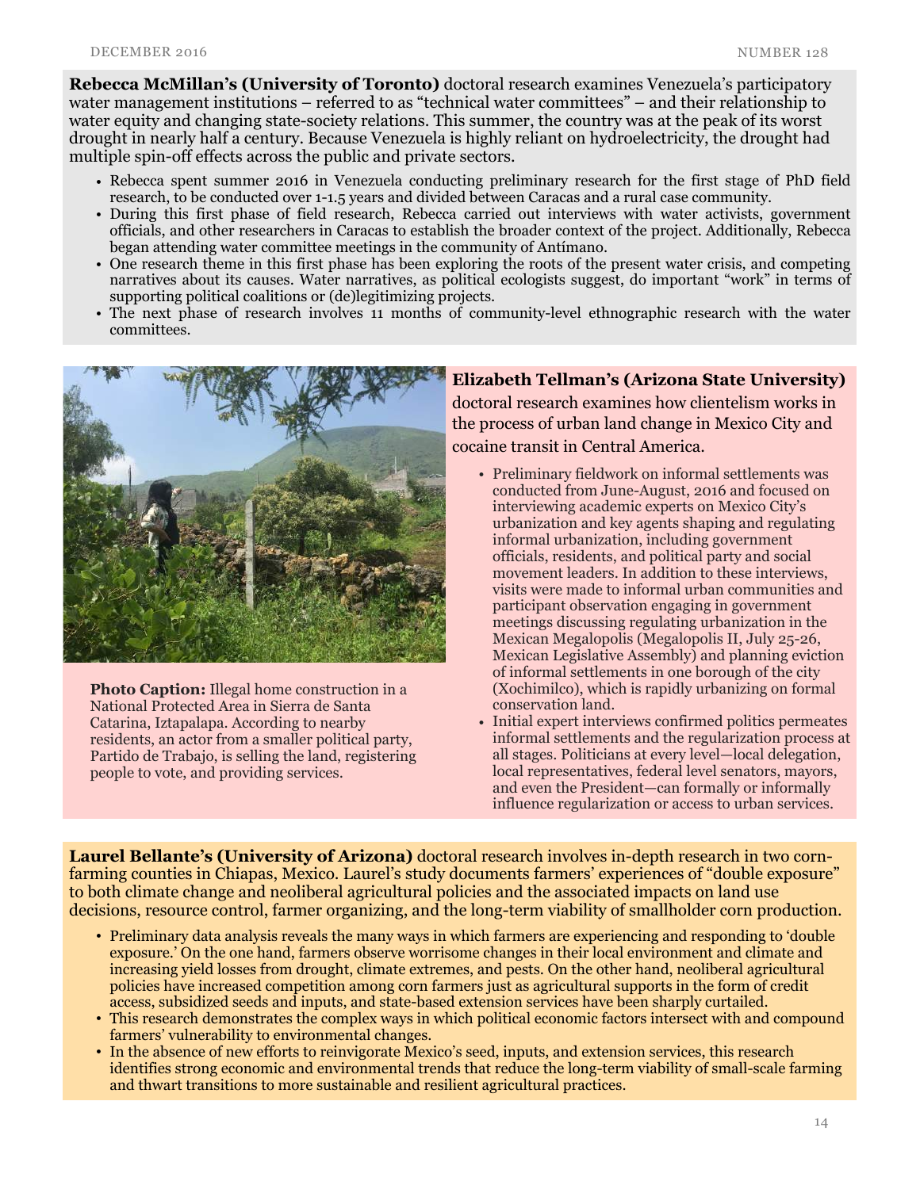**Rebecca McMillan's (University of Toronto)** doctoral research examines Venezuela's participatory water management institutions – referred to as "technical water committees" – and their relationship to water equity and changing state-society relations. This summer, the country was at the peak of its worst drought in nearly half a century. Because Venezuela is highly reliant on hydroelectricity, the drought had multiple spin-off effects across the public and private sectors.

- Rebecca spent summer 2016 in Venezuela conducting preliminary research for the first stage of PhD field research, to be conducted over 1-1.5 years and divided between Caracas and a rural case community.
- During this first phase of field research, Rebecca carried out interviews with water activists, government officials, and other researchers in Caracas to establish the broader context of the project. Additionally, Rebecca began attending water committee meetings in the community of Antímano.
- One research theme in this first phase has been exploring the roots of the present water crisis, and competing narratives about its causes. Water narratives, as political ecologists suggest, do important "work" in terms of supporting political coalitions or (de)legitimizing projects.
- The next phase of research involves 11 months of community-level ethnographic research with the water committees.

**Photo Caption:** Illegal home construction in a National Protected Area in Sierra de Santa Catarina, Iztapalapa. According to nearby residents, an actor from a smaller political party, Partido de Trabajo, is selling the land, registering people to vote, and providing services.

**Elizabeth Tellman's (Arizona State University)** doctoral research examines how clientelism works in the process of urban land change in Mexico City and cocaine transit in Central America.

- Preliminary fieldwork on informal settlements was conducted from June-August, 2016 and focused on interviewing academic experts on Mexico City's urbanization and key agents shaping and regulating informal urbanization, including government officials, residents, and political party and social movement leaders. In addition to these interviews, visits were made to informal urban communities and participant observation engaging in government meetings discussing regulating urbanization in the Mexican Megalopolis (Megalopolis II, July 25-26, Mexican Legislative Assembly) and planning eviction of informal settlements in one borough of the city (Xochimilco), which is rapidly urbanizing on formal conservation land.
- Initial expert interviews confirmed politics permeates informal settlements and the regularization process at all stages. Politicians at every level—local delegation, local representatives, federal level senators, mayors, and even the President—can formally or informally influence regularization or access to urban services.

**Laurel Bellante's (University of Arizona)** doctoral research involves in-depth research in two corn-farming counties in Chiapas, Mexico. Laurel's study documents farmers' experiences of "double exposure" to both climate change and neoliberal agricultural policies and the associated impacts on land use decisions, resource control, farmer organizing, and the long-term viability of smallholder corn production.

- Preliminary data analysis reveals the many ways in which farmers are experiencing and responding to 'double exposure.' On the one hand, farmers observe worrisome changes in their local environment and climate and increasing yield losses from drought, climate extremes, and pests. On the other hand, neoliberal agricultural policies have increased competition among corn farmers just as agricultural supports in the form of credit access, subsidized seeds and inputs, and state-based extension services have been sharply curtailed.
- This research demonstrates the complex ways in which political economic factors intersect with and compound farmers' vulnerability to environmental changes.
- In the absence of new efforts to reinvigorate Mexico's seed, inputs, and extension services, this research identifies strong economic and environmental trends that reduce the long-term viability of small-scale farming and thwart transitions to more sustainable and resilient agricultural practices.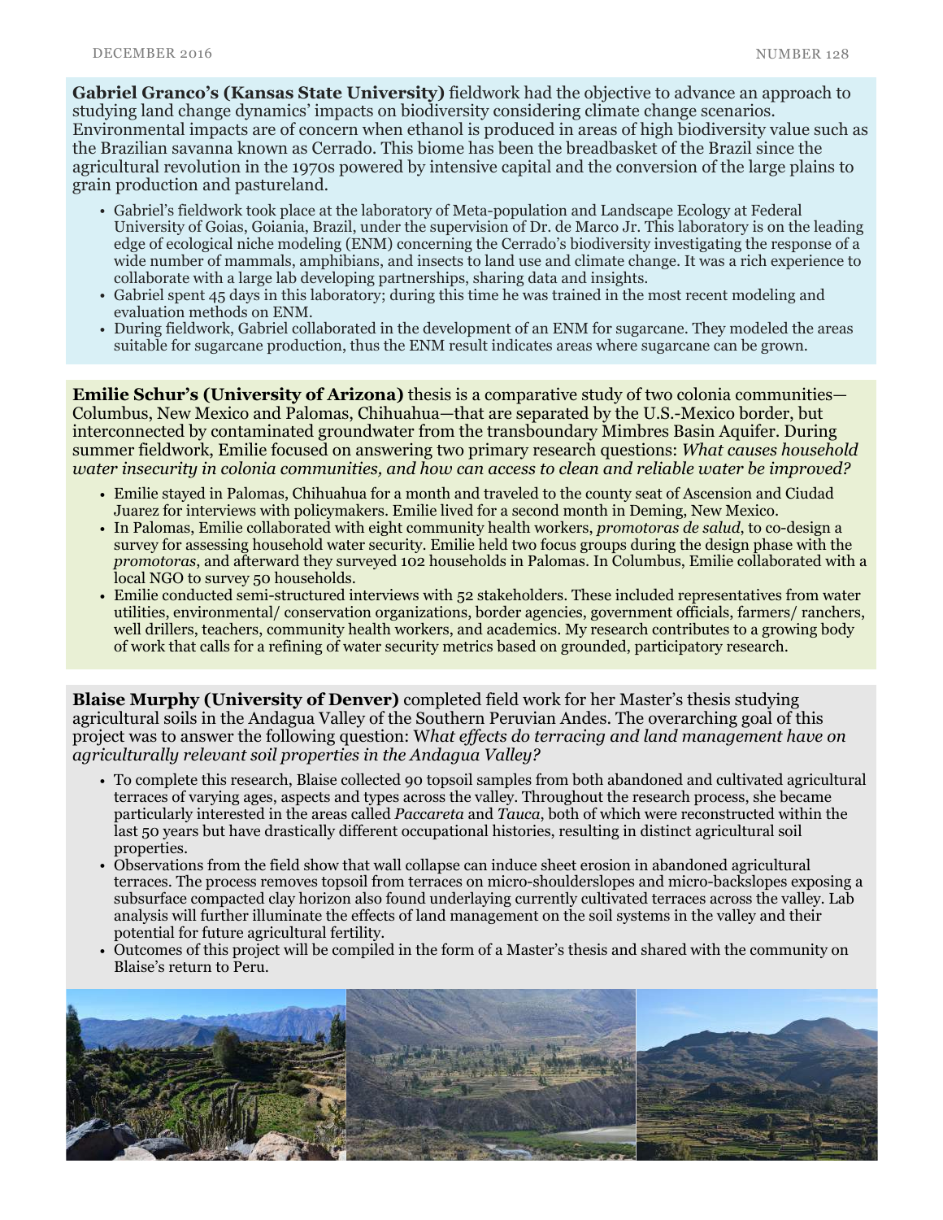**Gabriel Granco's (Kansas State University)** fieldwork had the objective to advance an approach to studying land change dynamics' impacts on biodiversity considering climate change scenarios. Environmental impacts are of concern when ethanol is produced in areas of high biodiversity value such as the Brazilian savanna known as Cerrado. This biome has been the breadbasket of the Brazil since the agricultural revolution in the 1970s powered by intensive capital and the conversion of the large plains to grain production and pastureland.

- Gabriel's fieldwork took place at the laboratory of Meta-population and Landscape Ecology at Federal University of Goias, Goiania, Brazil, under the supervision of Dr. de Marco Jr. This laboratory is on the leading edge of ecological niche modeling (ENM) concerning the Cerrado's biodiversity investigating the response of a wide number of mammals, amphibians, and insects to land use and climate change. It was a rich experience to collaborate with a large lab developing partnerships, sharing data and insights.
- Gabriel spent 45 days in this laboratory; during this time he was trained in the most recent modeling and evaluation methods on ENM.
- During fieldwork, Gabriel collaborated in the development of an ENM for sugarcane. They modeled the areas suitable for sugarcane production, thus the ENM result indicates areas where sugarcane can be grown.

**Emilie Schur's (University of Arizona)** thesis is a comparative study of two colonia communities—Columbus, New Mexico and Palomas, Chihuahua—that are separated by the U.S.-Mexico border, but interconnected by contaminated groundwater from the transboundary Mimbres Basin Aquifer. During summer fieldwork, Emilie focused on answering two primary research questions: *What causes household water insecurity in colonia communities, and how can access to clean and reliable water be improved?*

- Emilie stayed in Palomas, Chihuahua for a month and traveled to the county seat of Ascension and Ciudad Juarez for interviews with policymakers. Emilie lived for a second month in Deming, New Mexico.
- In Palomas, Emilie collaborated with eight community health workers, *promotoras de salud*, to co-design a survey for assessing household water security. Emilie held two focus groups during the design phase with the *promotoras*, and afterward they surveyed 102 households in Palomas. In Columbus, Emilie collaborated with a local NGO to survey 50 households.
- Emilie conducted semi-structured interviews with 52 stakeholders. These included representatives from water utilities, environmental/ conservation organizations, border agencies, government officials, farmers/ ranchers, well drillers, teachers, community health workers, and academics. My research contributes to a growing body of work that calls for a refining of water security metrics based on grounded, participatory research.

**Blaise Murphy (University of Denver)** completed field work for her Master's thesis studying agricultural soils in the Andagua Valley of the Southern Peruvian Andes. The overarching goal of this project was to answer the following question: W*hat effects do terracing and land management have on agriculturally relevant soil properties in the Andagua Valley?*

- To complete this research, Blaise collected 90 topsoil samples from both abandoned and cultivated agricultural terraces of varying ages, aspects and types across the valley. Throughout the research process, she became particularly interested in the areas called *Paccareta* and *Tauca*, both of which were reconstructed within the last 50 years but have drastically different occupational histories, resulting in distinct agricultural soil properties.
- Observations from the field show that wall collapse can induce sheet erosion in abandoned agricultural terraces. The process removes topsoil from terraces on micro-shoulderslopes and micro-backslopes exposing a subsurface compacted clay horizon also found underlaying currently cultivated terraces across the valley. Lab analysis will further illuminate the effects of land management on the soil systems in the valley and their potential for future agricultural fertility.
- Outcomes of this project will be compiled in the form of a Master's thesis and shared with the community on Blaise's return to Peru.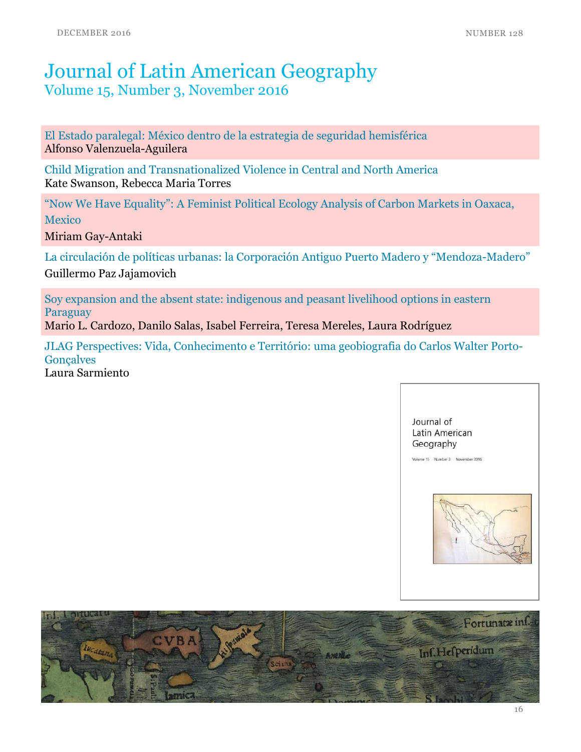# Journal of Latin American Geography
## Volume 15, Number 3, November 2016

El Estado paralegal: México dentro de la estrategia de seguridad hemisférica
Alfonso Valenzuela-Aguilera

Child Migration and Transnationalized Violence in Central and North America
Kate Swanson, Rebecca Maria Torres

"Now We Have Equality": A Feminist Political Ecology Analysis of Carbon Markets in Oaxaca, Mexico
Miriam Gay-Antaki

La circulación de políticas urbanas: la Corporación Antiguo Puerto Madero y "Mendoza-Madero"
Guillermo Paz Jajamovich

Soy expansion and the absent state: indigenous and peasant livelihood options in eastern Paraguay
Mario L. Cardozo, Danilo Salas, Isabel Ferreira, Teresa Mereles, Laura Rodríguez

JLAG Perspectives: Vida, Conhecimento e Território: uma geobiografia do Carlos Walter Porto-Gonçalves
Laura Sarmiento